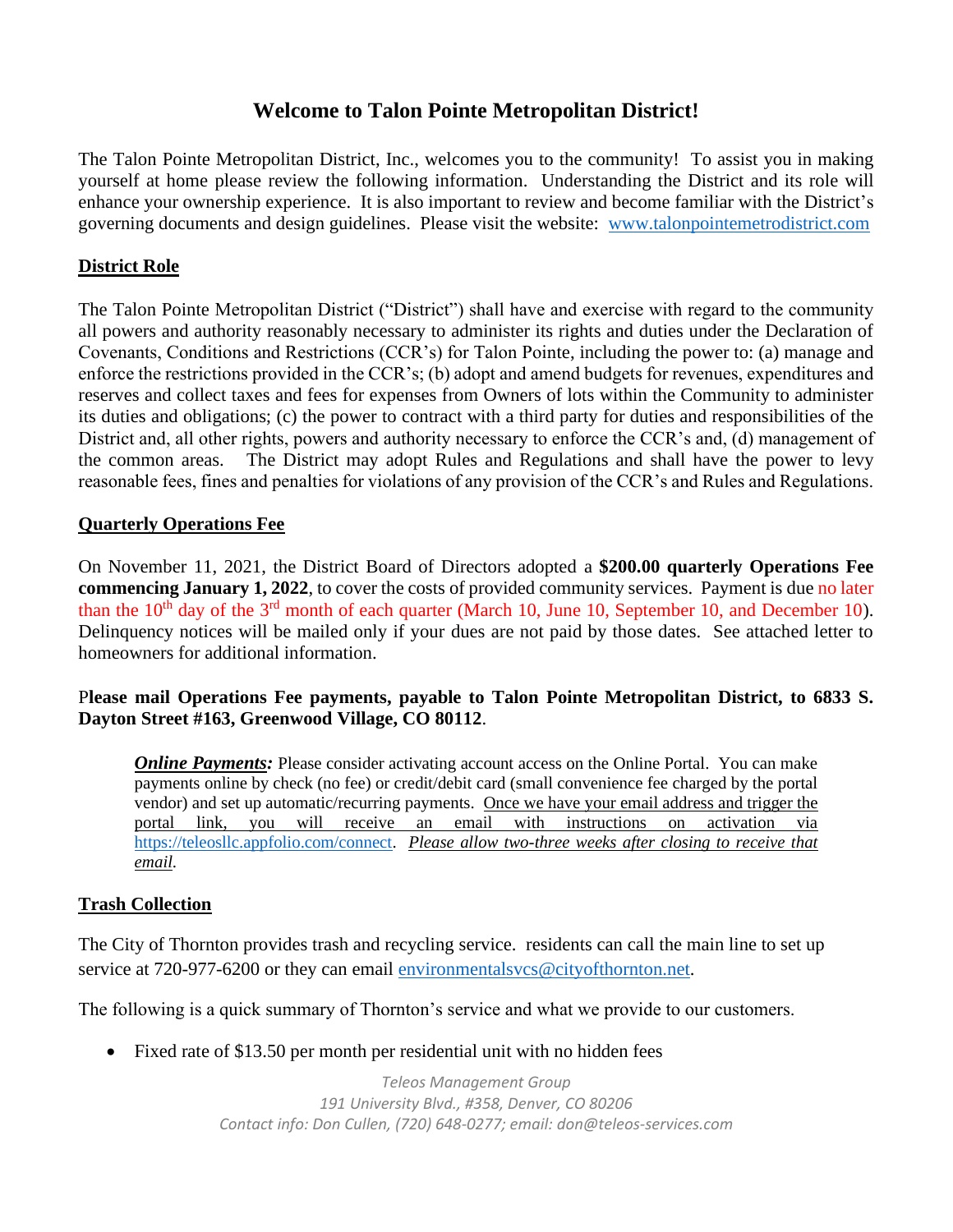# Welcome to Talon Pointe Metropolitan District!

The Talon Pointe Metropolitan District, Inc., welcomes you to the community! To assist you in making yourself at home please review the following information. Understanding the District and its role will enhance your ownership experience. It is also important to review and become familiar with the District's governing documents and design guidelines. Please visit the website: www.talonpointemetrodistrict.com

## District Role

The Talon Pointe Metropolitan District ("District") shall have and exercise with regard to the community all powers and authority reasonably necessary to administer its rights and duties under the Declaration of Covenants, Conditions and Restrictions (CCR's) for Talon Pointe, including the power to: (a) manage and enforce the restrictions provided in the CCR's; (b) adopt and amend budgets for revenues, expenditures and reserves and collect taxes and fees for expenses from Owners of lots within the Community to administer its duties and obligations; (c) the power to contract with a third party for duties and responsibilities of the District and, all other rights, powers and authority necessary to enforce the CCR's and, (d) management of the common areas. The District may adopt Rules and Regulations and shall have the power to levy reasonable fees, fines and penalties for violations of any provision of the CCR's and Rules and Regulations.

## Quarterly Operations Fee

On November 11, 2021, the District Board of Directors adopted a **$200.00 quarterly Operations Fee commencing January 1, 2022**, to cover the costs of provided community services. Payment is due no later than the 10th day of the 3rd month of each quarter (March 10, June 10, September 10, and December 10). Delinquency notices will be mailed only if your dues are not paid by those dates. See attached letter to homeowners for additional information.

**Please mail Operations Fee payments, payable to Talon Pointe Metropolitan District, to 6833 S. Dayton Street #163, Greenwood Village, CO 80112**.

> ***Online Payments:*** Please consider activating account access on the Online Portal. You can make payments online by check (no fee) or credit/debit card (small convenience fee charged by the portal vendor) and set up automatic/recurring payments. Once we have your email address and trigger the portal link, you will receive an email with instructions on activation via https://teleosllc.appfolio.com/connect. *Please allow two-three weeks after closing to receive that email.*

## Trash Collection

The City of Thornton provides trash and recycling service. residents can call the main line to set up service at 720-977-6200 or they can email environmentalsvcs@cityofthornton.net.

The following is a quick summary of Thornton's service and what we provide to our customers.

- Fixed rate of $13.50 per month per residential unit with no hidden fees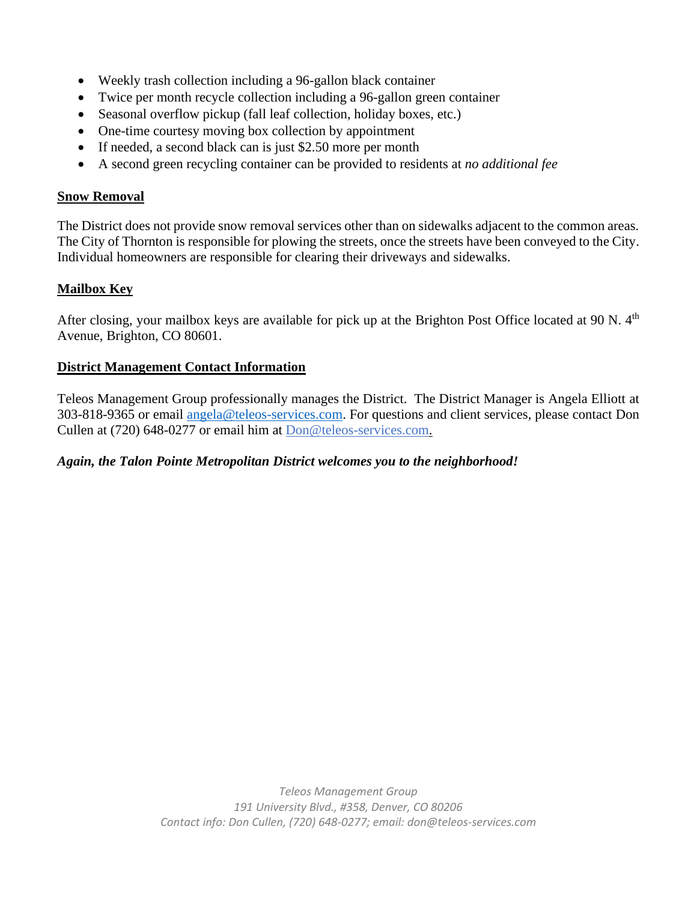- Weekly trash collection including a 96-gallon black container
- Twice per month recycle collection including a 96-gallon green container
- Seasonal overflow pickup (fall leaf collection, holiday boxes, etc.)
- One-time courtesy moving box collection by appointment
- If needed, a second black can is just $2.50 more per month
- A second green recycling container can be provided to residents at *no additional fee*

**Snow Removal**

The District does not provide snow removal services other than on sidewalks adjacent to the common areas. The City of Thornton is responsible for plowing the streets, once the streets have been conveyed to the City. Individual homeowners are responsible for clearing their driveways and sidewalks.

**Mailbox Key**

After closing, your mailbox keys are available for pick up at the Brighton Post Office located at 90 N. 4th Avenue, Brighton, CO 80601.

**District Management Contact Information**

Teleos Management Group professionally manages the District. The District Manager is Angela Elliott at 303-818-9365 or email angela@teleos-services.com. For questions and client services, please contact Don Cullen at (720) 648-0277 or email him at Don@teleos-services.com.

***Again, the Talon Pointe Metropolitan District welcomes you to the neighborhood!***

*Teleos Management Group*
*191 University Blvd., #358, Denver, CO 80206*
*Contact info: Don Cullen, (720) 648-0277; email: don@teleos-services.com*